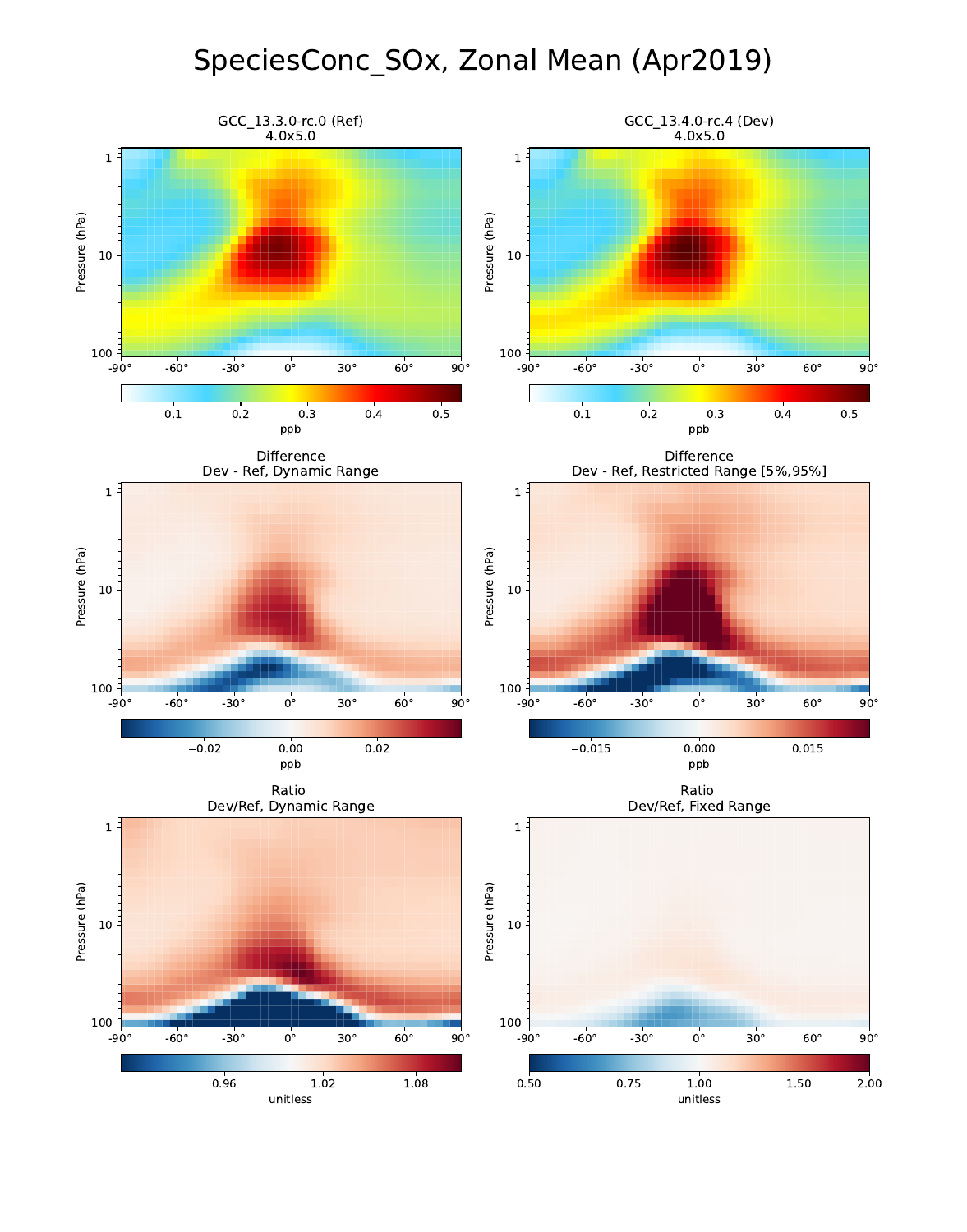# SpeciesConc_SOx, Zonal Mean (Apr2019)

GCC_13.3.0-rc.0 (Ref)
4.0x5.0

GCC_13.4.0-rc.4 (Dev)
4.0x5.0

Difference
Dev - Ref, Dynamic Range

Difference
Dev - Ref, Restricted Range [5%,95%]

Ratio
Dev/Ref, Dynamic Range

Ratio
Dev/Ref, Fixed Range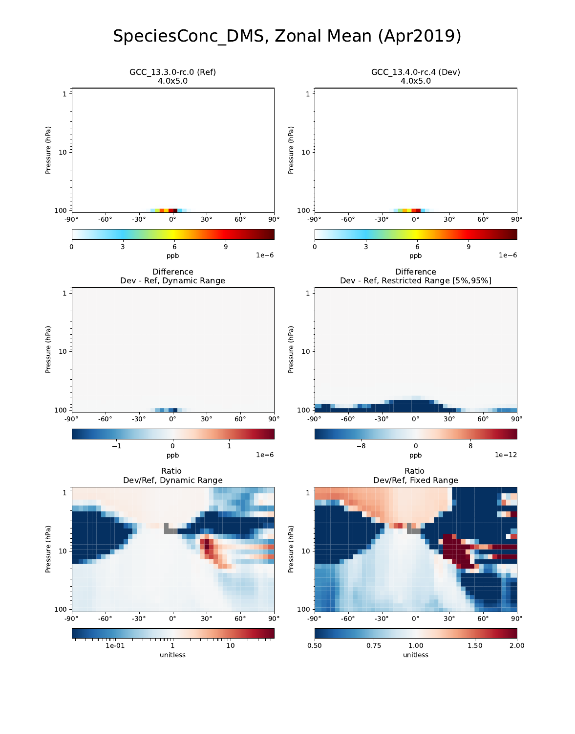# SpeciesConc_DMS, Zonal Mean (Apr2019)

GCC_13.3.0-rc.0 (Ref)
4.0x5.0

GCC_13.4.0-rc.4 (Dev)
4.0x5.0

Difference
Dev - Ref, Dynamic Range

Difference
Dev - Ref, Restricted Range [5%,95%]

Ratio
Dev/Ref, Dynamic Range

Ratio
Dev/Ref, Fixed Range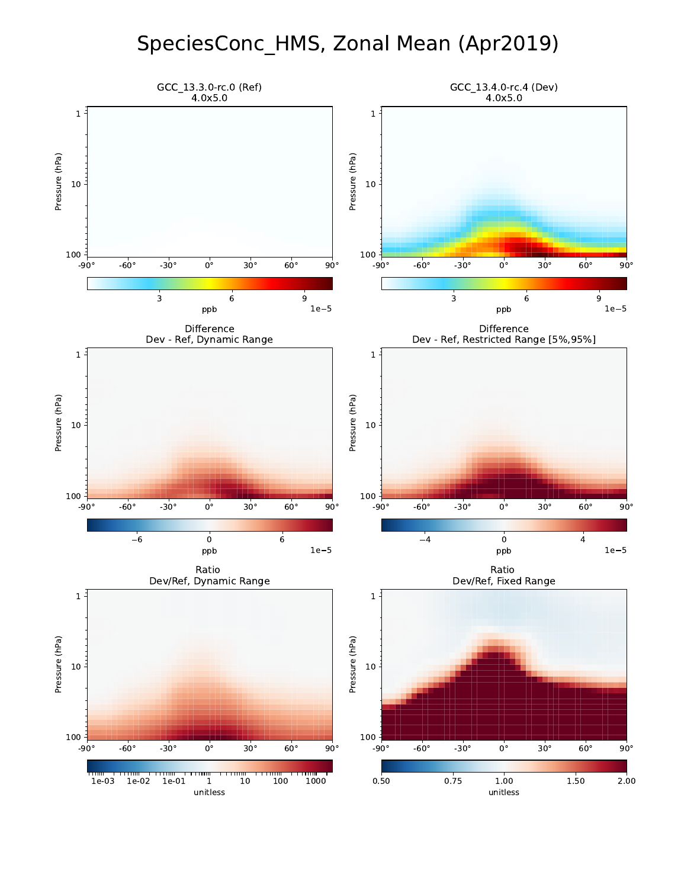# SpeciesConc_HMS, Zonal Mean (Apr2019)

GCC_13.3.0-rc.0 (Ref)
4.0x5.0

GCC_13.4.0-rc.4 (Dev)
4.0x5.0

Difference
Dev - Ref, Dynamic Range

Difference
Dev - Ref, Restricted Range [5%,95%]

Ratio
Dev/Ref, Dynamic Range

Ratio
Dev/Ref, Fixed Range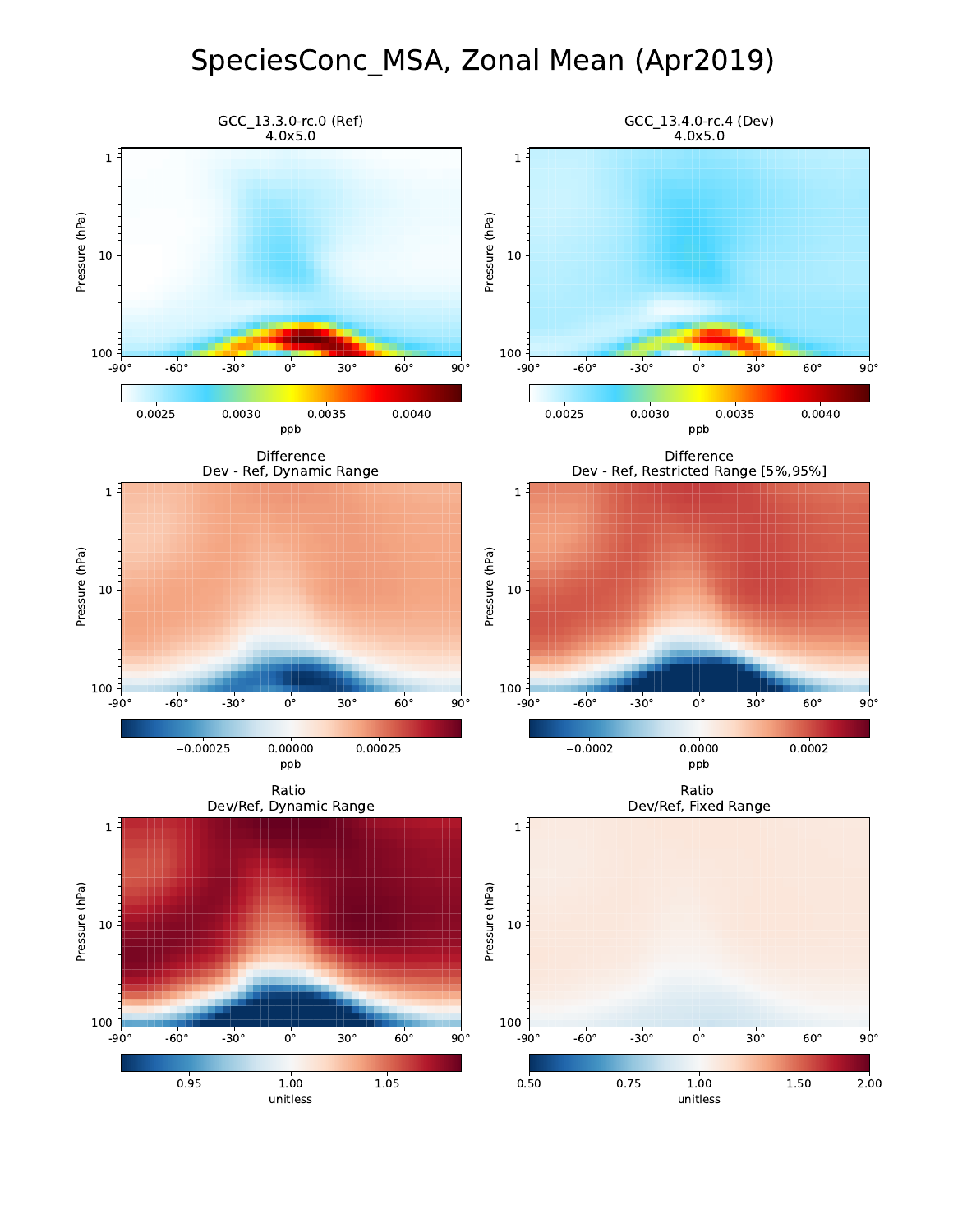# SpeciesConc_MSA, Zonal Mean (Apr2019)

GCC_13.3.0-rc.0 (Ref)
4.0x5.0

GCC_13.4.0-rc.4 (Dev)
4.0x5.0

Difference
Dev - Ref, Dynamic Range

Difference
Dev - Ref, Restricted Range [5%,95%]

Ratio
Dev/Ref, Dynamic Range

Ratio
Dev/Ref, Fixed Range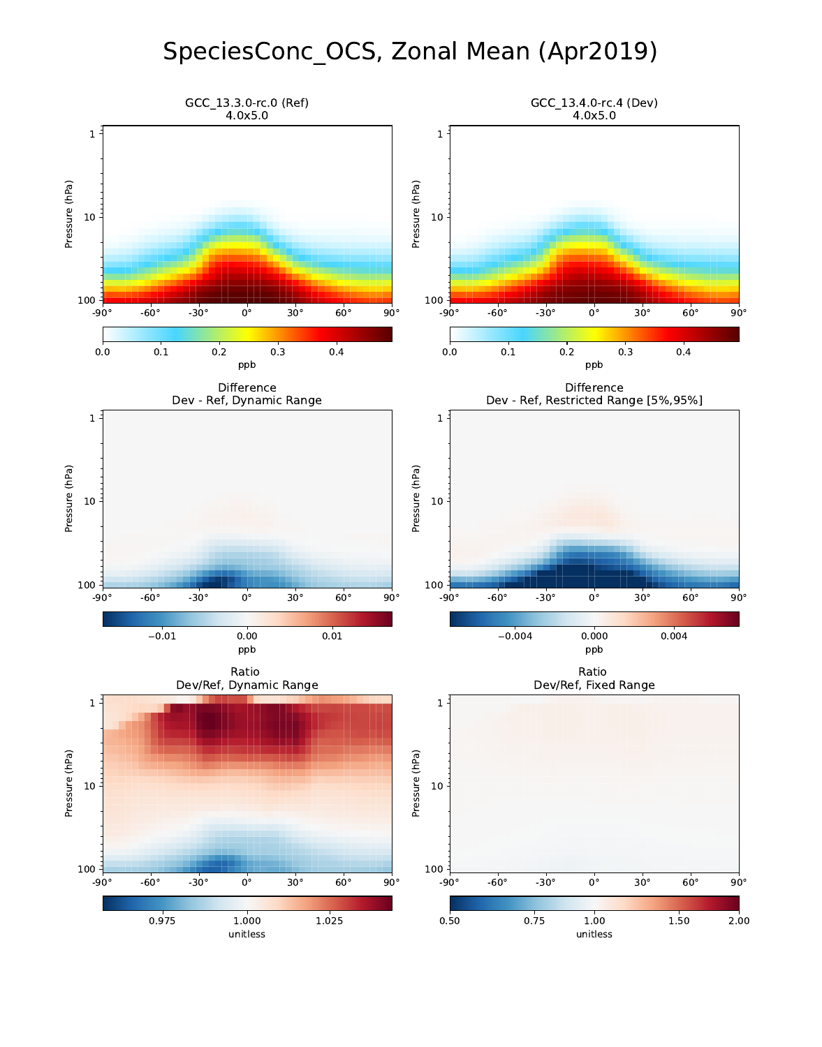# SpeciesConc_OCS, Zonal Mean (Apr2019)

GCC_13.3.0-rc.0 (Ref)
4.0x5.0

GCC_13.4.0-rc.4 (Dev)
4.0x5.0

Difference
Dev - Ref, Dynamic Range

Difference
Dev - Ref, Restricted Range [5%,95%]

Ratio
Dev/Ref, Dynamic Range

Ratio
Dev/Ref, Fixed Range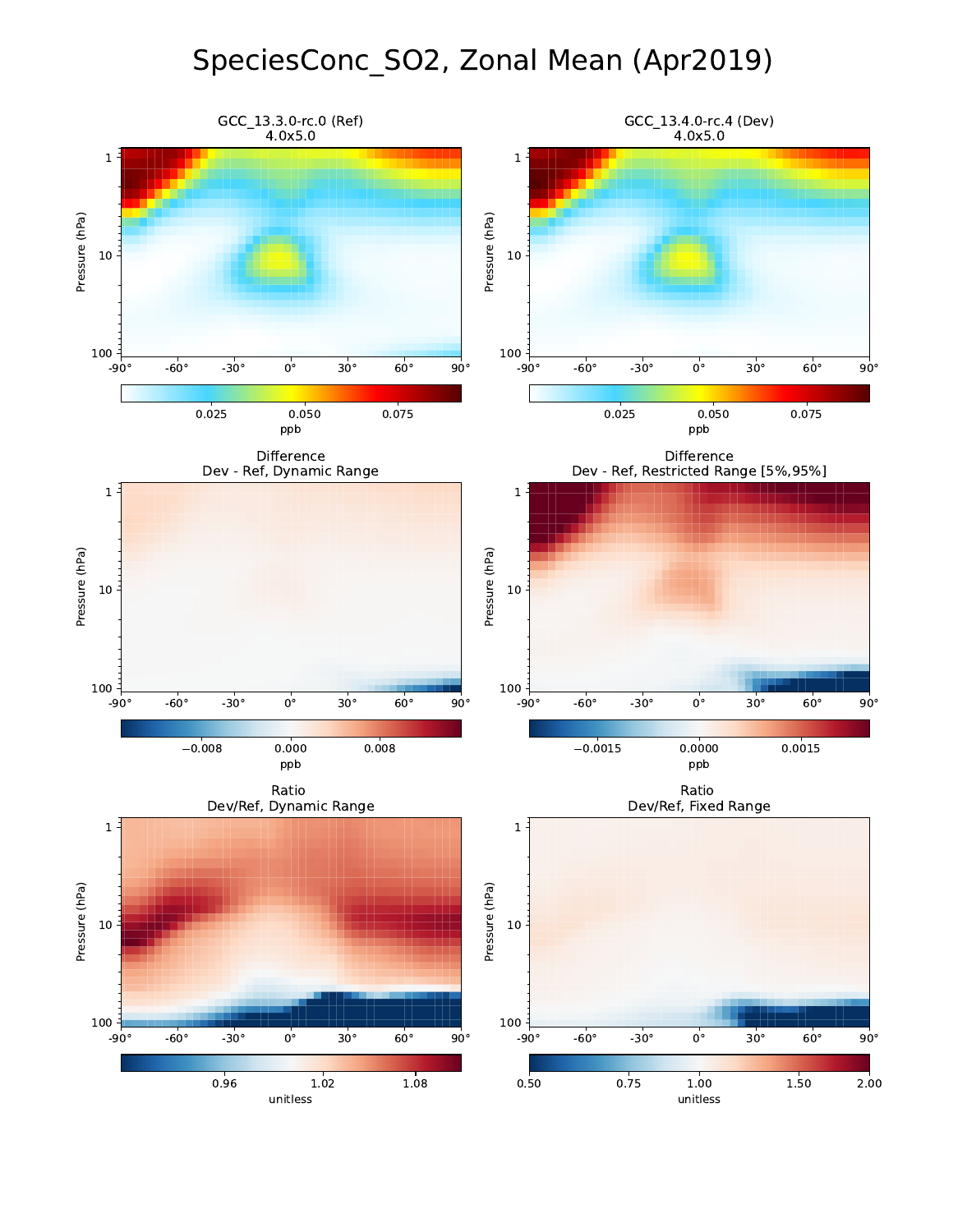# SpeciesConc_SO2, Zonal Mean (Apr2019)

GCC_13.3.0-rc.0 (Ref)
4.0x5.0

GCC_13.4.0-rc.4 (Dev)
4.0x5.0

Difference
Dev - Ref, Dynamic Range

Difference
Dev - Ref, Restricted Range [5%,95%]

Ratio
Dev/Ref, Dynamic Range

Ratio
Dev/Ref, Fixed Range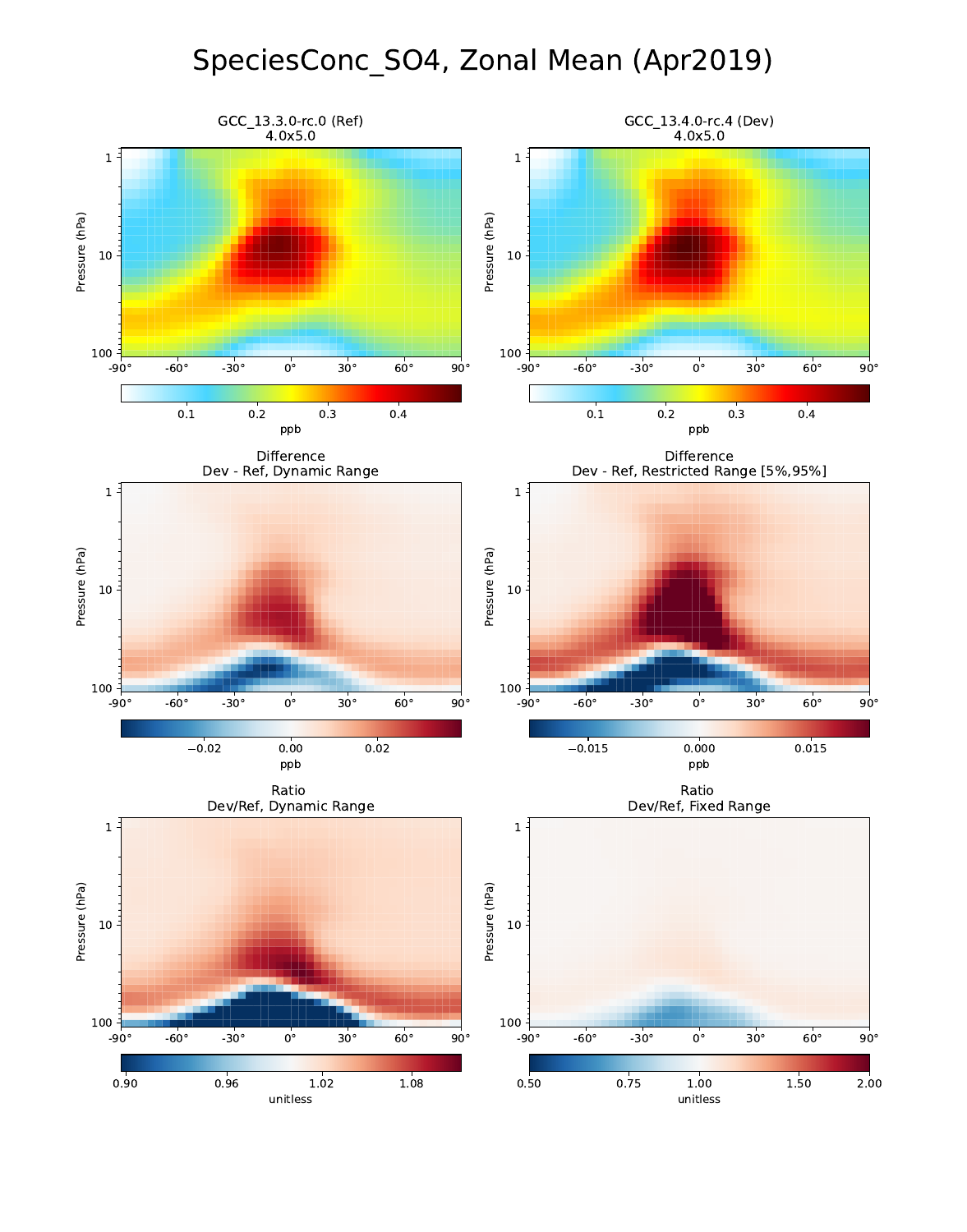# SpeciesConc_SO4, Zonal Mean (Apr2019)

GCC_13.3.0-rc.0 (Ref)
4.0x5.0

Pressure (hPa)

1
10
100

-90° -60° -30° 0° 30° 60° 90°

0.1 0.2 0.3 0.4
ppb

GCC_13.4.0-rc.4 (Dev)
4.0x5.0

Pressure (hPa)

1
10
100

-90° -60° -30° 0° 30° 60° 90°

0.1 0.2 0.3 0.4
ppb

Difference
Dev - Ref, Dynamic Range

Pressure (hPa)

1
10
100

-90° -60° -30° 0° 30° 60° 90°

−0.02 0.00 0.02
ppb

Difference
Dev - Ref, Restricted Range [5%,95%]

Pressure (hPa)

1
10
100

-90° -60° -30° 0° 30° 60° 90°

−0.015 0.000 0.015
ppb

Ratio
Dev/Ref, Dynamic Range

Pressure (hPa)

1
10
100

-90° -60° -30° 0° 30° 60° 90°

0.90 0.96 1.02 1.08
unitless

Ratio
Dev/Ref, Fixed Range

Pressure (hPa)

1
10
100

-90° -60° -30° 0° 30° 60° 90°

0.50 0.75 1.00 1.50 2.00
unitless